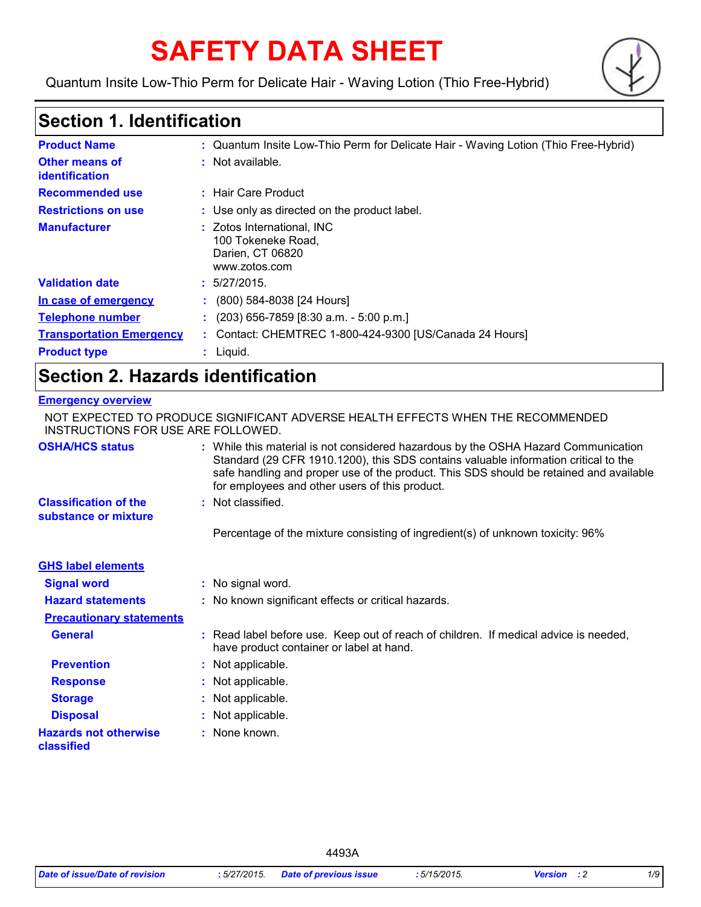# SAFETY DATA SHEET

Quantum Insite Low-Thio Perm for Delicate Hair - Waving Lotion (Thio Free-Hybrid)

## Section 1. Identification

| | |
|---|---|
| **Product Name** | : Quantum Insite Low-Thio Perm for Delicate Hair - Waving Lotion (Thio Free-Hybrid) |
| **Other means of identification** | : Not available. |
| **Recommended use** | : Hair Care Product |
| **Restrictions on use** | : Use only as directed on the product label. |
| **Manufacturer** | : Zotos International, INC<br>100 Tokeneke Road,<br>Darien, CT 06820<br>www.zotos.com |
| **Validation date** | : 5/27/2015. |
| **In case of emergency** | : (800) 584-8038 [24 Hours] |
| **Telephone number** | : (203) 656-7859 [8:30 a.m. - 5:00 p.m.] |
| **Transportation Emergency** | : Contact: CHEMTREC 1-800-424-9300 [US/Canada 24 Hours] |
| **Product type** | : Liquid. |

## Section 2. Hazards identification

**Emergency overview**

NOT EXPECTED TO PRODUCE SIGNIFICANT ADVERSE HEALTH EFFECTS WHEN THE RECOMMENDED INSTRUCTIONS FOR USE ARE FOLLOWED.

| | |
|---|---|
| **OSHA/HCS status** | : While this material is not considered hazardous by the OSHA Hazard Communication Standard (29 CFR 1910.1200), this SDS contains valuable information critical to the safe handling and proper use of the product. This SDS should be retained and available for employees and other users of this product. |
| **Classification of the substance or mixture** | : Not classified. |
| | Percentage of the mixture consisting of ingredient(s) of unknown toxicity: 96% |

**GHS label elements**

| | |
|---|---|
| **Signal word** | : No signal word. |
| **Hazard statements** | : No known significant effects or critical hazards. |
| **Precautionary statements** | |
| **General** | : Read label before use. Keep out of reach of children. If medical advice is needed, have product container or label at hand. |
| **Prevention** | : Not applicable. |
| **Response** | : Not applicable. |
| **Storage** | : Not applicable. |
| **Disposal** | : Not applicable. |
| **Hazards not otherwise classified** | : None known. |

4493A

*Date of issue/Date of revision* : 5/27/2015. *Date of previous issue* : 5/15/2015. *Version* : 2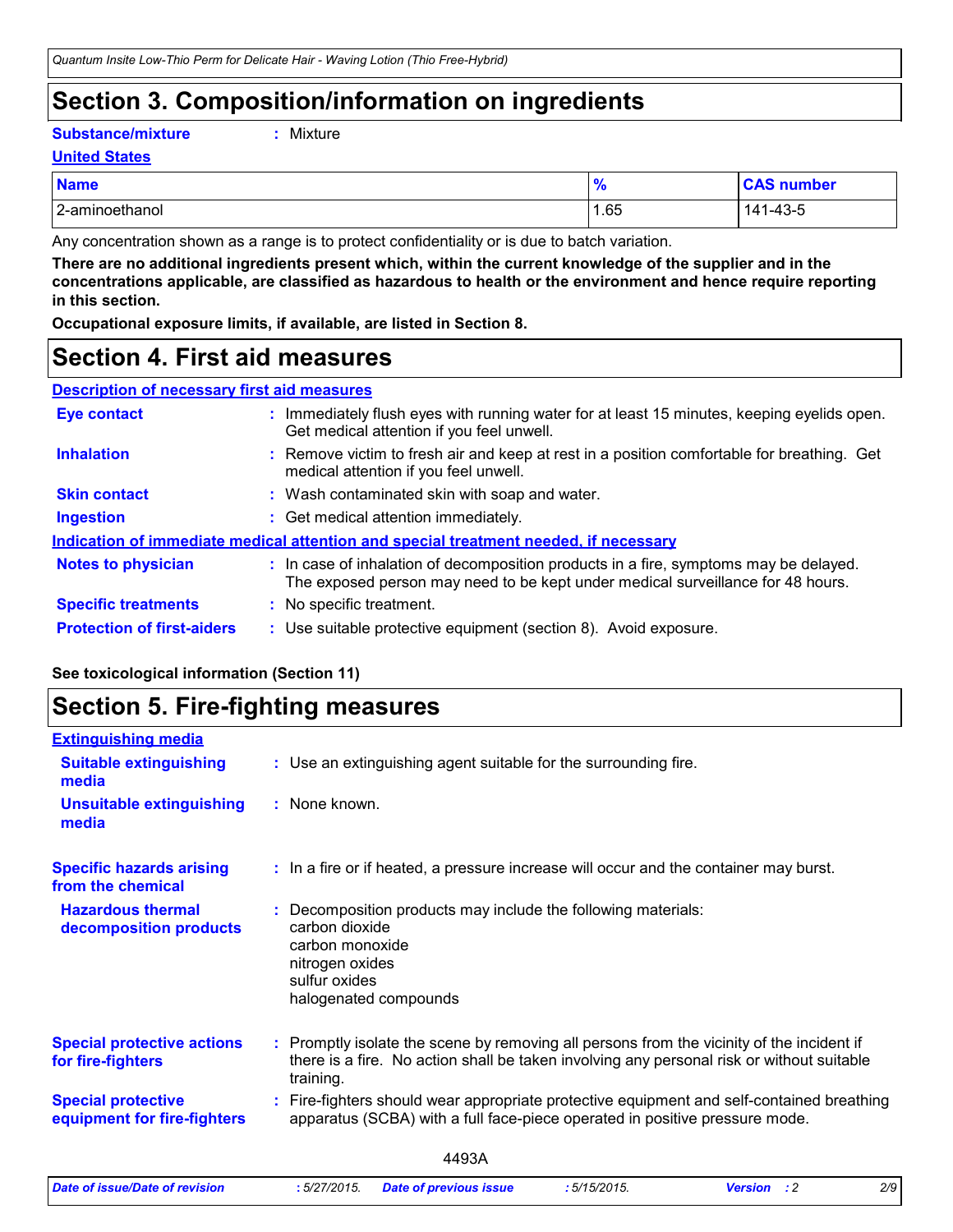# Section 3. Composition/information on ingredients

**Substance/mixture** : Mixture

**United States**

| Name | % | CAS number |
|---|---|---|
| 2-aminoethanol | 1.65 | 141-43-5 |

Any concentration shown as a range is to protect confidentiality or is due to batch variation.

**There are no additional ingredients present which, within the current knowledge of the supplier and in the concentrations applicable, are classified as hazardous to health or the environment and hence require reporting in this section.**

**Occupational exposure limits, if available, are listed in Section 8.**

# Section 4. First aid measures

**Description of necessary first aid measures**

**Eye contact** : Immediately flush eyes with running water for at least 15 minutes, keeping eyelids open. Get medical attention if you feel unwell.

**Inhalation** : Remove victim to fresh air and keep at rest in a position comfortable for breathing. Get medical attention if you feel unwell.

**Skin contact** : Wash contaminated skin with soap and water.

**Ingestion** : Get medical attention immediately.

**Indication of immediate medical attention and special treatment needed, if necessary**

**Notes to physician** : In case of inhalation of decomposition products in a fire, symptoms may be delayed. The exposed person may need to be kept under medical surveillance for 48 hours.

**Specific treatments** : No specific treatment.

**Protection of first-aiders** : Use suitable protective equipment (section 8). Avoid exposure.

**See toxicological information (Section 11)**

# Section 5. Fire-fighting measures

**Extinguishing media**

**Suitable extinguishing media** : Use an extinguishing agent suitable for the surrounding fire.

**Unsuitable extinguishing media** : None known.

**Specific hazards arising from the chemical** : In a fire or if heated, a pressure increase will occur and the container may burst.

**Hazardous thermal decomposition products** : Decomposition products may include the following materials:
carbon dioxide
carbon monoxide
nitrogen oxides
sulfur oxides
halogenated compounds

**Special protective actions for fire-fighters** : Promptly isolate the scene by removing all persons from the vicinity of the incident if there is a fire. No action shall be taken involving any personal risk or without suitable training.

**Special protective equipment for fire-fighters** : Fire-fighters should wear appropriate protective equipment and self-contained breathing apparatus (SCBA) with a full face-piece operated in positive pressure mode.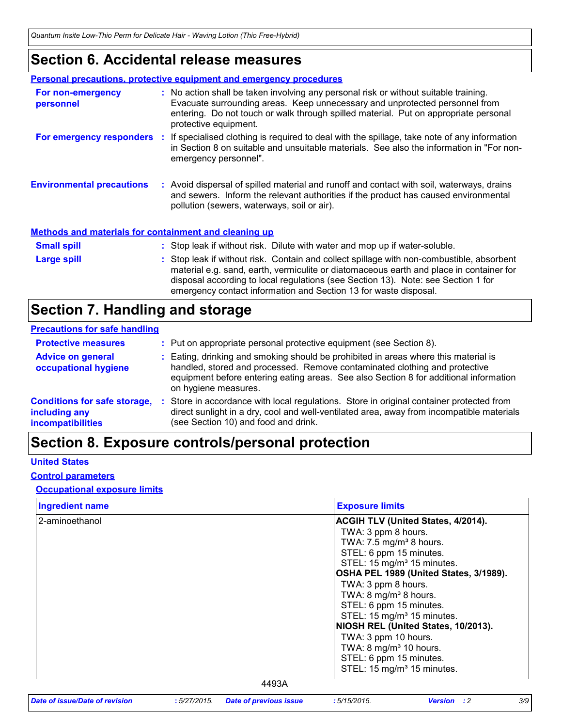# Section 6. Accidental release measures

### Personal precautions, protective equipment and emergency procedures

**For non-emergency personnel** : No action shall be taken involving any personal risk or without suitable training. Evacuate surrounding areas. Keep unnecessary and unprotected personnel from entering. Do not touch or walk through spilled material. Put on appropriate personal protective equipment.

**For emergency responders** : If specialised clothing is required to deal with the spillage, take note of any information in Section 8 on suitable and unsuitable materials. See also the information in "For non-emergency personnel".

**Environmental precautions** : Avoid dispersal of spilled material and runoff and contact with soil, waterways, drains and sewers. Inform the relevant authorities if the product has caused environmental pollution (sewers, waterways, soil or air).

### Methods and materials for containment and cleaning up

**Small spill** : Stop leak if without risk. Dilute with water and mop up if water-soluble.

**Large spill** : Stop leak if without risk. Contain and collect spillage with non-combustible, absorbent material e.g. sand, earth, vermiculite or diatomaceous earth and place in container for disposal according to local regulations (see Section 13). Note: see Section 1 for emergency contact information and Section 13 for waste disposal.

# Section 7. Handling and storage

### Precautions for safe handling

**Protective measures** : Put on appropriate personal protective equipment (see Section 8).

**Advice on general occupational hygiene** : Eating, drinking and smoking should be prohibited in areas where this material is handled, stored and processed. Remove contaminated clothing and protective equipment before entering eating areas. See also Section 8 for additional information on hygiene measures.

**Conditions for safe storage, including any incompatibilities** : Store in accordance with local regulations. Store in original container protected from direct sunlight in a dry, cool and well-ventilated area, away from incompatible materials (see Section 10) and food and drink.

# Section 8. Exposure controls/personal protection

### United States

### Control parameters

### Occupational exposure limits

| Ingredient name | Exposure limits |
|---|---|
| 2-aminoethanol | **ACGIH TLV (United States, 4/2014).**<br>TWA: 3 ppm 8 hours.<br>TWA: 7.5 mg/m³ 8 hours.<br>STEL: 6 ppm 15 minutes.<br>STEL: 15 mg/m³ 15 minutes.<br>**OSHA PEL 1989 (United States, 3/1989).**<br>TWA: 3 ppm 8 hours.<br>TWA: 8 mg/m³ 8 hours.<br>STEL: 6 ppm 15 minutes.<br>STEL: 15 mg/m³ 15 minutes.<br>**NIOSH REL (United States, 10/2013).**<br>TWA: 3 ppm 10 hours.<br>TWA: 8 mg/m³ 10 hours.<br>STEL: 6 ppm 15 minutes.<br>STEL: 15 mg/m³ 15 minutes. |

4493A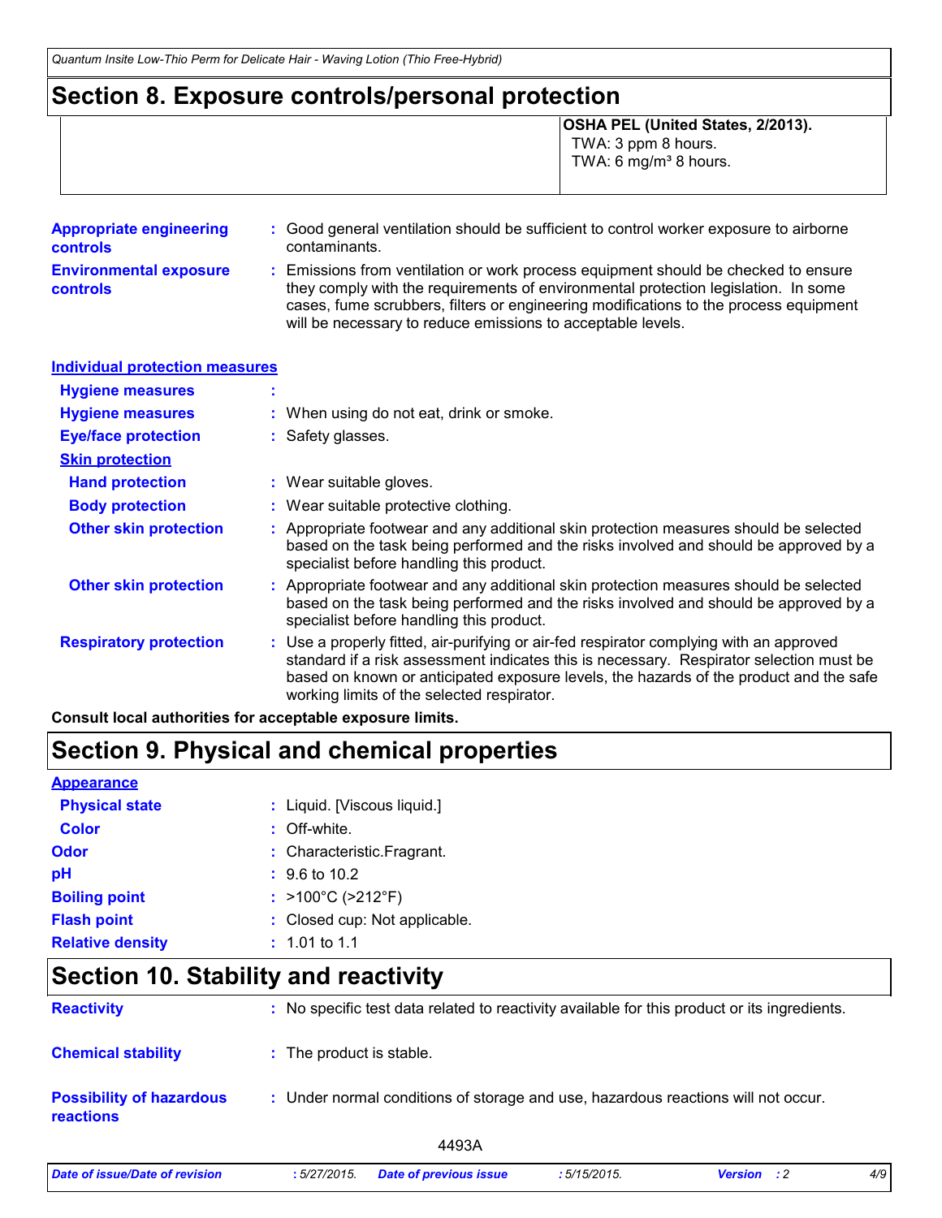# Section 8. Exposure controls/personal protection

| | |
|---|---|
| | **OSHA PEL (United States, 2/2013).**<br>TWA: 3 ppm 8 hours.<br>TWA: 6 mg/m³ 8 hours. |

**Appropriate engineering controls** : Good general ventilation should be sufficient to control worker exposure to airborne contaminants.

**Environmental exposure controls** : Emissions from ventilation or work process equipment should be checked to ensure they comply with the requirements of environmental protection legislation. In some cases, fume scrubbers, filters or engineering modifications to the process equipment will be necessary to reduce emissions to acceptable levels.

**Individual protection measures**

**Hygiene measures** :

**Hygiene measures** : When using do not eat, drink or smoke.

**Eye/face protection** : Safety glasses.

**Skin protection**

**Hand protection** : Wear suitable gloves.

**Body protection** : Wear suitable protective clothing.

**Other skin protection** : Appropriate footwear and any additional skin protection measures should be selected based on the task being performed and the risks involved and should be approved by a specialist before handling this product.

**Other skin protection** : Appropriate footwear and any additional skin protection measures should be selected based on the task being performed and the risks involved and should be approved by a specialist before handling this product.

**Respiratory protection** : Use a properly fitted, air-purifying or air-fed respirator complying with an approved standard if a risk assessment indicates this is necessary. Respirator selection must be based on known or anticipated exposure levels, the hazards of the product and the safe working limits of the selected respirator.

**Consult local authorities for acceptable exposure limits.**

# Section 9. Physical and chemical properties

**Appearance**

**Physical state** : Liquid. [Viscous liquid.]

**Color** : Off-white.

**Odor** : Characteristic.Fragrant.

**pH** : 9.6 to 10.2

**Boiling point** : >100°C (>212°F)

**Flash point** : Closed cup: Not applicable.

**Relative density** : 1.01 to 1.1

# Section 10. Stability and reactivity

**Reactivity** : No specific test data related to reactivity available for this product or its ingredients.

**Chemical stability** : The product is stable.

**Possibility of hazardous reactions** : Under normal conditions of storage and use, hazardous reactions will not occur.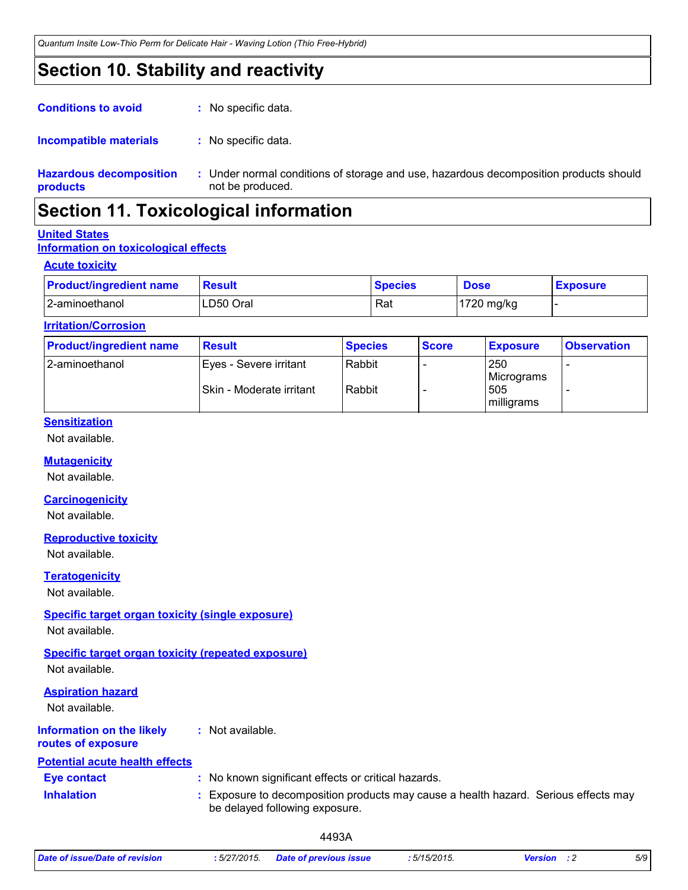## Section 10. Stability and reactivity

**Conditions to avoid** : No specific data.

**Incompatible materials** : No specific data.

**Hazardous decomposition products** : Under normal conditions of storage and use, hazardous decomposition products should not be produced.

## Section 11. Toxicological information

**United States**

**Information on toxicological effects**

**Acute toxicity**

| Product/ingredient name | Result | Species | Dose | Exposure |
|---|---|---|---|---|
| 2-aminoethanol | LD50 Oral | Rat | 1720 mg/kg | - |

**Irritation/Corrosion**

| Product/ingredient name | Result | Species | Score | Exposure | Observation |
|---|---|---|---|---|---|
| 2-aminoethanol | Eyes - Severe irritant | Rabbit | - | 250 Micrograms | - |
| | Skin - Moderate irritant | Rabbit | - | 505 milligrams | - |

**Sensitization**

Not available.

**Mutagenicity**

Not available.

**Carcinogenicity**

Not available.

**Reproductive toxicity**

Not available.

**Teratogenicity**

Not available.

**Specific target organ toxicity (single exposure)**

Not available.

**Specific target organ toxicity (repeated exposure)**

Not available.

**Aspiration hazard**

Not available.

**Information on the likely routes of exposure** : Not available.

**Potential acute health effects**

**Eye contact** : No known significant effects or critical hazards.

**Inhalation** : Exposure to decomposition products may cause a health hazard. Serious effects may be delayed following exposure.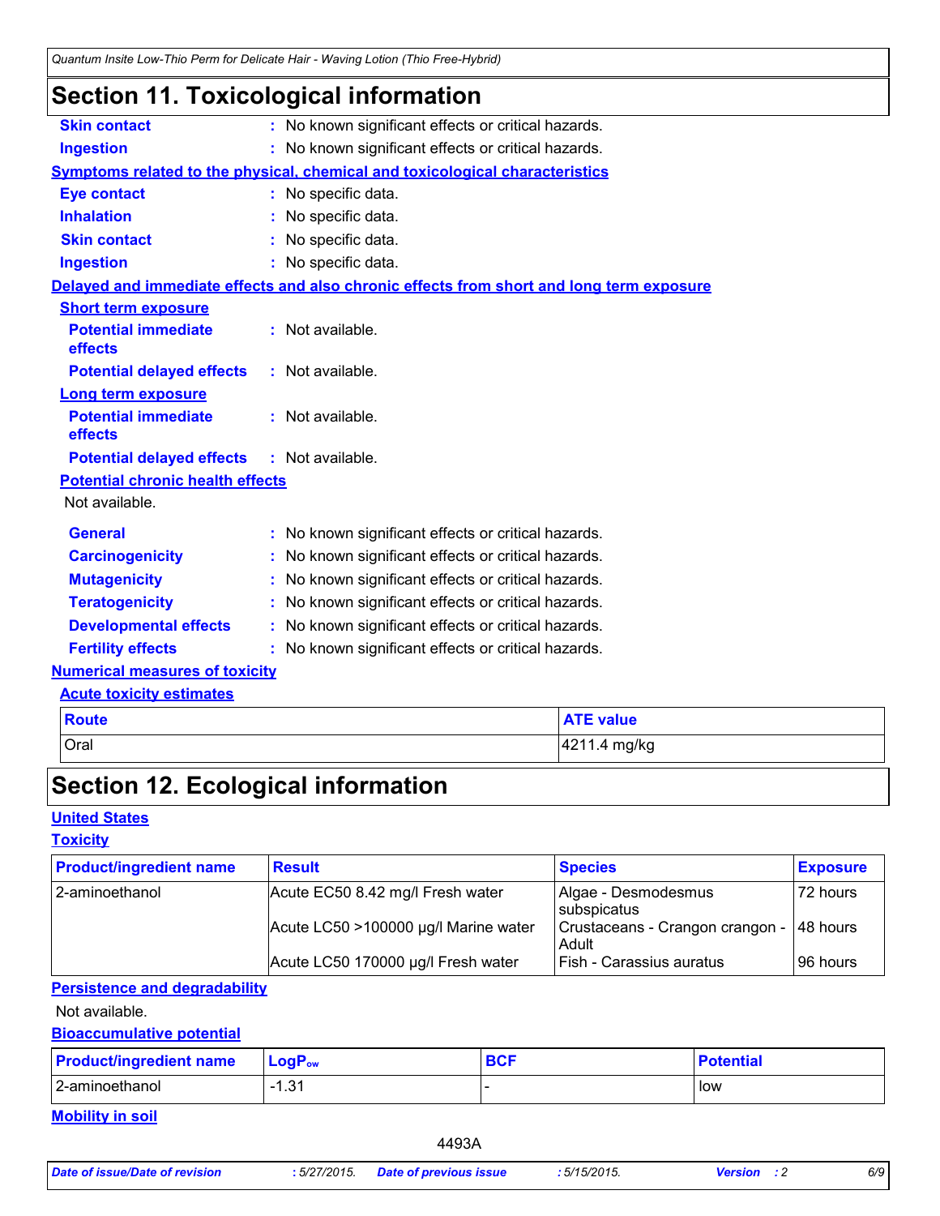# Section 11. Toxicological information

**Skin contact** : No known significant effects or critical hazards.

**Ingestion** : No known significant effects or critical hazards.

**Symptoms related to the physical, chemical and toxicological characteristics**

**Eye contact** : No specific data.

**Inhalation** : No specific data.

**Skin contact** : No specific data.

**Ingestion** : No specific data.

**Delayed and immediate effects and also chronic effects from short and long term exposure**

**Short term exposure**

**Potential immediate effects** : Not available.

**Potential delayed effects** : Not available.

**Long term exposure**

**Potential immediate effects** : Not available.

**Potential delayed effects** : Not available.

**Potential chronic health effects**

Not available.

**General** : No known significant effects or critical hazards.

**Carcinogenicity** : No known significant effects or critical hazards.

**Mutagenicity** : No known significant effects or critical hazards.

**Teratogenicity** : No known significant effects or critical hazards.

**Developmental effects** : No known significant effects or critical hazards.

**Fertility effects** : No known significant effects or critical hazards.

**Numerical measures of toxicity**

**Acute toxicity estimates**

| Route | ATE value |
|---|---|
| Oral | 4211.4 mg/kg |

# Section 12. Ecological information

**United States**

**Toxicity**

| Product/ingredient name | Result | Species | Exposure |
|---|---|---|---|
| 2-aminoethanol | Acute EC50 8.42 mg/l Fresh water | Algae - Desmodesmus subspicatus | 72 hours |
| | Acute LC50 >100000 µg/l Marine water | Crustaceans - Crangon crangon - Adult | 48 hours |
| | Acute LC50 170000 µg/l Fresh water | Fish - Carassius auratus | 96 hours |

**Persistence and degradability**

Not available.

**Bioaccumulative potential**

| Product/ingredient name | $LogP_{ow}$ | BCF | Potential |
|---|---|---|---|
| 2-aminoethanol | -1.31 | - | low |

**Mobility in soil**

4493A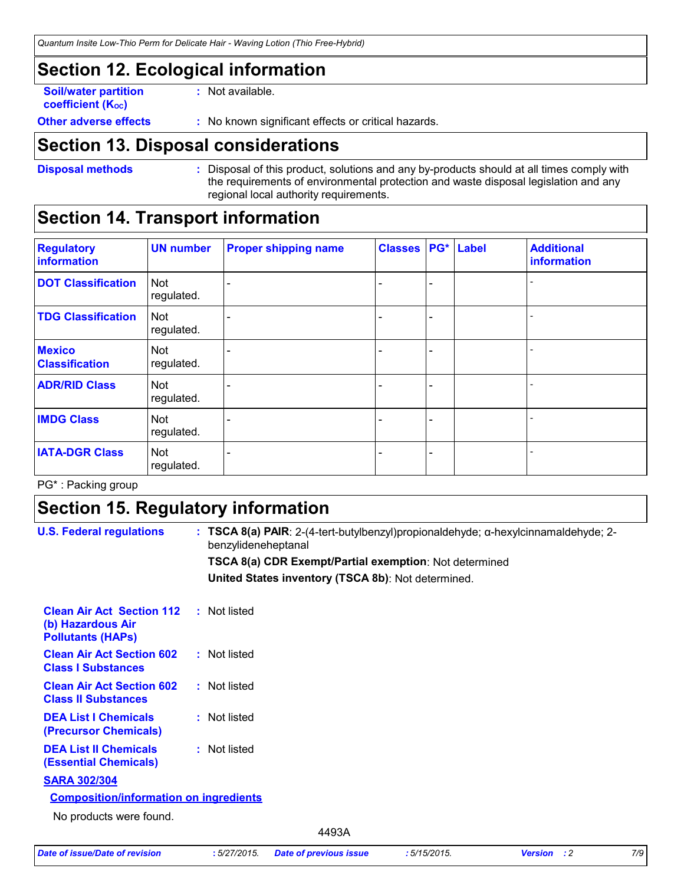## Section 12. Ecological information

**Soil/water partition coefficient ($K_{OC}$)** : Not available.

**Other adverse effects** : No known significant effects or critical hazards.

## Section 13. Disposal considerations

**Disposal methods** : Disposal of this product, solutions and any by-products should at all times comply with the requirements of environmental protection and waste disposal legislation and any regional local authority requirements.

## Section 14. Transport information

| Regulatory information | UN number | Proper shipping name | Classes | PG* | Label | Additional information |
|---|---|---|---|---|---|---|
| DOT Classification | Not regulated. | - | - | - | | - |
| TDG Classification | Not regulated. | - | - | - | | - |
| Mexico Classification | Not regulated. | - | - | - | | - |
| ADR/RID Class | Not regulated. | - | - | - | | - |
| IMDG Class | Not regulated. | - | - | - | | - |
| IATA-DGR Class | Not regulated. | - | - | - | | - |

PG* : Packing group

## Section 15. Regulatory information

**U.S. Federal regulations** : **TSCA 8(a) PAIR**: 2-(4-tert-butylbenzyl)propionaldehyde; α-hexylcinnamaldehyde; 2-benzylideneheptanal

**TSCA 8(a) CDR Exempt/Partial exemption**: Not determined

**United States inventory (TSCA 8b)**: Not determined.

**Clean Air Act Section 112 (b) Hazardous Air Pollutants (HAPs)** : Not listed

**Clean Air Act Section 602 Class I Substances** : Not listed

**Clean Air Act Section 602 Class II Substances** : Not listed

**DEA List I Chemicals (Precursor Chemicals)** : Not listed

**DEA List II Chemicals (Essential Chemicals)** : Not listed

**SARA 302/304**

**Composition/information on ingredients**

No products were found.

4493A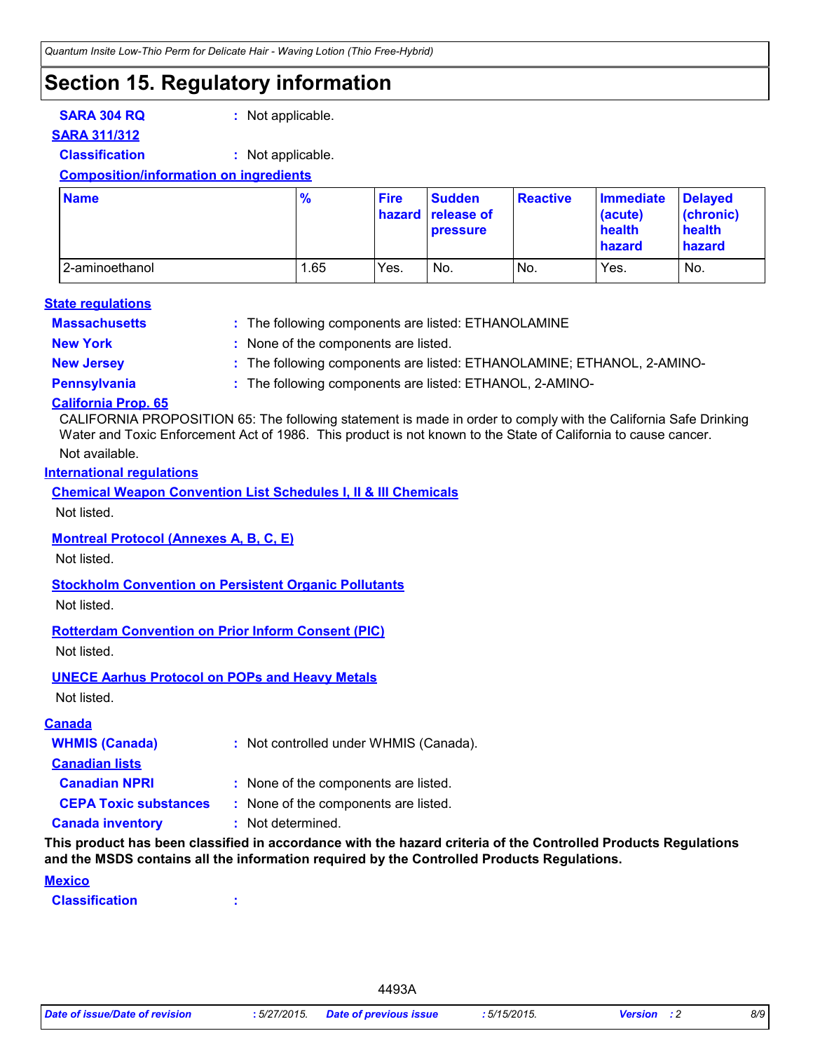# Section 15. Regulatory information

**SARA 304 RQ** : Not applicable.

**SARA 311/312**

**Classification** : Not applicable.

**Composition/information on ingredients**

| Name | % | Fire hazard | Sudden release of pressure | Reactive | Immediate (acute) health hazard | Delayed (chronic) health hazard |
|---|---|---|---|---|---|---|
| 2-aminoethanol | 1.65 | Yes. | No. | No. | Yes. | No. |

**State regulations**

**Massachusetts** : The following components are listed: ETHANOLAMINE

**New York** : None of the components are listed.

**New Jersey** : The following components are listed: ETHANOLAMINE; ETHANOL, 2-AMINO-

**Pennsylvania** : The following components are listed: ETHANOL, 2-AMINO-

**California Prop. 65**

CALIFORNIA PROPOSITION 65: The following statement is made in order to comply with the California Safe Drinking Water and Toxic Enforcement Act of 1986. This product is not known to the State of California to cause cancer.

Not available.

**International regulations**

**Chemical Weapon Convention List Schedules I, II & III Chemicals**

Not listed.

**Montreal Protocol (Annexes A, B, C, E)**

Not listed.

**Stockholm Convention on Persistent Organic Pollutants**

Not listed.

**Rotterdam Convention on Prior Inform Consent (PIC)**

Not listed.

**UNECE Aarhus Protocol on POPs and Heavy Metals**

Not listed.

**Canada**

**WHMIS (Canada)** : Not controlled under WHMIS (Canada).

**Canadian lists**

**Canadian NPRI** : None of the components are listed.

**CEPA Toxic substances** : None of the components are listed.

**Canada inventory** : Not determined.

**This product has been classified in accordance with the hazard criteria of the Controlled Products Regulations and the MSDS contains all the information required by the Controlled Products Regulations.**

**Mexico**

**Classification** :

4493A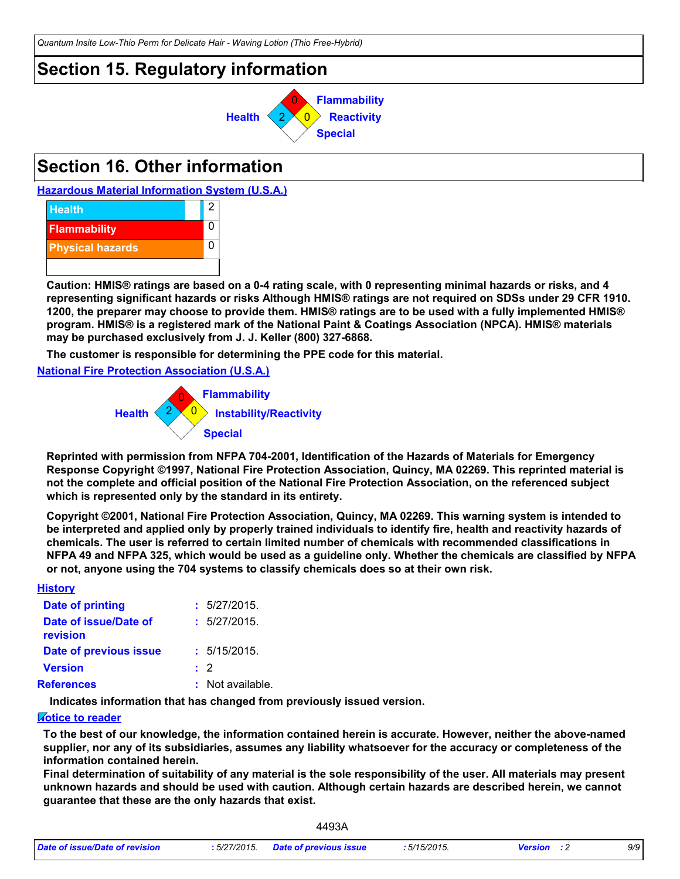## Section 15. Regulatory information

Health 2
Flammability 0
Reactivity 0
Special

## Section 16. Other information

**Hazardous Material Information System (U.S.A.)**

| | |
|---|---|
| Health | 2 |
| Flammability | 0 |
| Physical hazards | 0 |

**Caution: HMIS® ratings are based on a 0-4 rating scale, with 0 representing minimal hazards or risks, and 4 representing significant hazards or risks Although HMIS® ratings are not required on SDSs under 29 CFR 1910. 1200, the preparer may choose to provide them. HMIS® ratings are to be used with a fully implemented HMIS® program. HMIS® is a registered mark of the National Paint & Coatings Association (NPCA). HMIS® materials may be purchased exclusively from J. J. Keller (800) 327-6868.**

**The customer is responsible for determining the PPE code for this material.**

**National Fire Protection Association (U.S.A.)**

Health 2
Flammability 0
Instability/Reactivity 0
Special

**Reprinted with permission from NFPA 704-2001, Identification of the Hazards of Materials for Emergency Response Copyright ©1997, National Fire Protection Association, Quincy, MA 02269. This reprinted material is not the complete and official position of the National Fire Protection Association, on the referenced subject which is represented only by the standard in its entirety.**

**Copyright ©2001, National Fire Protection Association, Quincy, MA 02269. This warning system is intended to be interpreted and applied only by properly trained individuals to identify fire, health and reactivity hazards of chemicals. The user is referred to certain limited number of chemicals with recommended classifications in NFPA 49 and NFPA 325, which would be used as a guideline only. Whether the chemicals are classified by NFPA or not, anyone using the 704 systems to classify chemicals does so at their own risk.**

**History**

| | |
|---|---|
| **Date of printing** | : 5/27/2015. |
| **Date of issue/Date of revision** | : 5/27/2015. |
| **Date of previous issue** | : 5/15/2015. |
| **Version** | : 2 |
| **References** | : Not available. |

**Indicates information that has changed from previously issued version.**

**Notice to reader**

**To the best of our knowledge, the information contained herein is accurate. However, neither the above-named supplier, nor any of its subsidiaries, assumes any liability whatsoever for the accuracy or completeness of the information contained herein.**
**Final determination of suitability of any material is the sole responsibility of the user. All materials may present unknown hazards and should be used with caution. Although certain hazards are described herein, we cannot guarantee that these are the only hazards that exist.**

4493A